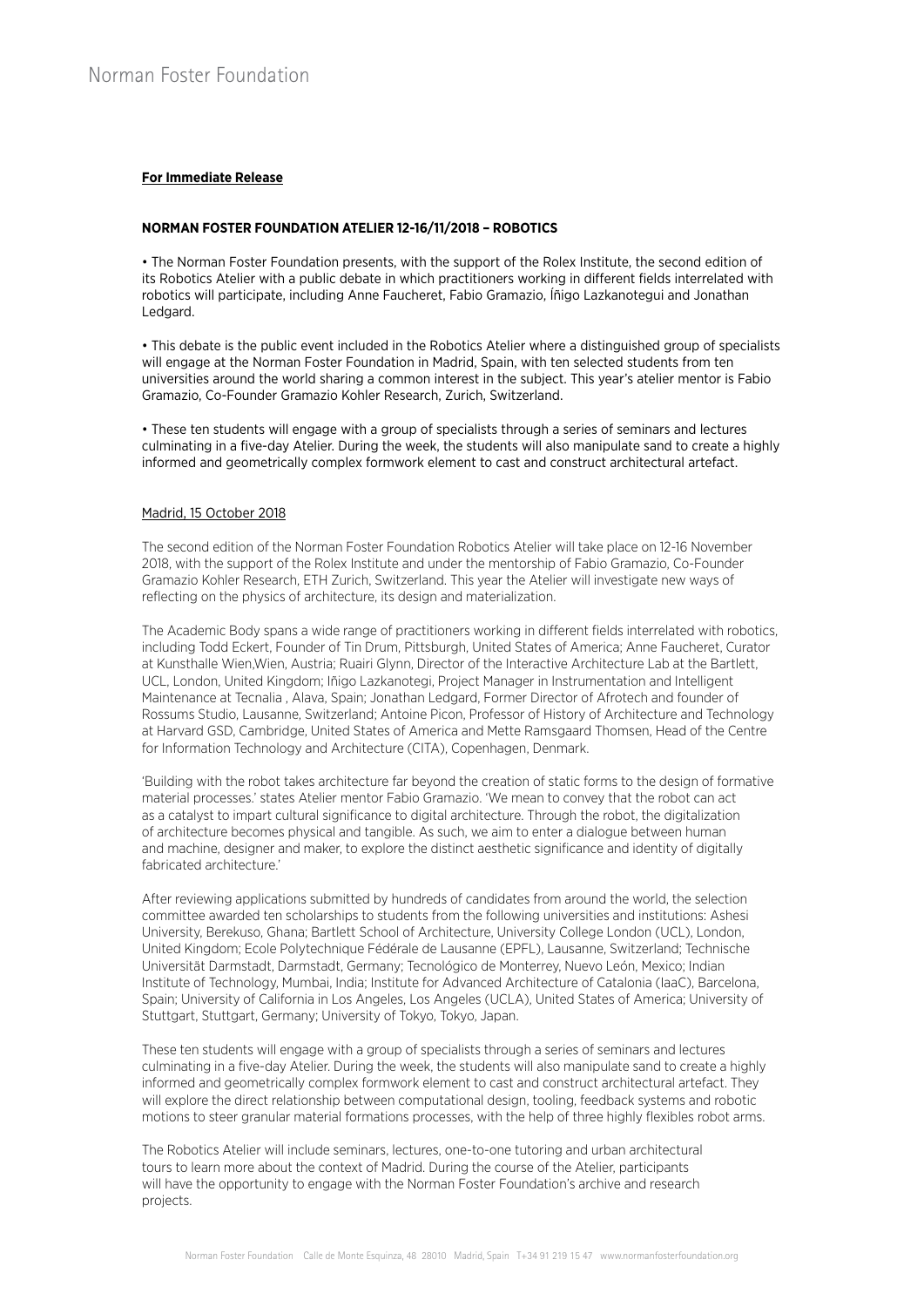Norman Foster Foundation

**For Immediate Release**

**NORMAN FOSTER FOUNDATION ATELIER 12-16/11/2018 – ROBOTICS**

• The Norman Foster Foundation presents, with the support of the Rolex Institute, the second edition of its Robotics Atelier with a public debate in which practitioners working in different fields interrelated with robotics will participate, including Anne Faucheret, Fabio Gramazio, Íñigo Lazkanotegui and Jonathan Ledgard.

• This debate is the public event included in the Robotics Atelier where a distinguished group of specialists will engage at the Norman Foster Foundation in Madrid, Spain, with ten selected students from ten universities around the world sharing a common interest in the subject. This year's atelier mentor is Fabio Gramazio, Co-Founder Gramazio Kohler Research, Zurich, Switzerland.

• These ten students will engage with a group of specialists through a series of seminars and lectures culminating in a five-day Atelier. During the week, the students will also manipulate sand to create a highly informed and geometrically complex formwork element to cast and construct architectural artefact.

Madrid, 15 October 2018

The second edition of the Norman Foster Foundation Robotics Atelier will take place on 12-16 November 2018, with the support of the Rolex Institute and under the mentorship of Fabio Gramazio, Co-Founder Gramazio Kohler Research, ETH Zurich, Switzerland. This year the Atelier will investigate new ways of reflecting on the physics of architecture, its design and materialization.

The Academic Body spans a wide range of practitioners working in different fields interrelated with robotics, including Todd Eckert, Founder of Tin Drum, Pittsburgh, United States of America; Anne Faucheret, Curator at Kunsthalle Wien,Wien, Austria; Ruairi Glynn, Director of the Interactive Architecture Lab at the Bartlett, UCL, London, United Kingdom; Iñigo Lazkanotegi, Project Manager in Instrumentation and Intelligent Maintenance at Tecnalia , Alava, Spain; Jonathan Ledgard, Former Director of Afrotech and founder of Rossums Studio, Lausanne, Switzerland; Antoine Picon, Professor of History of Architecture and Technology at Harvard GSD, Cambridge, United States of America and Mette Ramsgaard Thomsen, Head of the Centre for Information Technology and Architecture (CITA), Copenhagen, Denmark.

'Building with the robot takes architecture far beyond the creation of static forms to the design of formative material processes.' states Atelier mentor Fabio Gramazio. 'We mean to convey that the robot can act as a catalyst to impart cultural significance to digital architecture. Through the robot, the digitalization of architecture becomes physical and tangible. As such, we aim to enter a dialogue between human and machine, designer and maker, to explore the distinct aesthetic significance and identity of digitally fabricated architecture.'

After reviewing applications submitted by hundreds of candidates from around the world, the selection committee awarded ten scholarships to students from the following universities and institutions: Ashesi University, Berekuso, Ghana; Bartlett School of Architecture, University College London (UCL), London, United Kingdom; Ecole Polytechnique Fédérale de Lausanne (EPFL), Lausanne, Switzerland; Technische Universität Darmstadt, Darmstadt, Germany; Tecnológico de Monterrey, Nuevo León, Mexico; Indian Institute of Technology, Mumbai, India; Institute for Advanced Architecture of Catalonia (IaaC), Barcelona, Spain; University of California in Los Angeles, Los Angeles (UCLA), United States of America; University of Stuttgart, Stuttgart, Germany; University of Tokyo, Tokyo, Japan.

These ten students will engage with a group of specialists through a series of seminars and lectures culminating in a five-day Atelier. During the week, the students will also manipulate sand to create a highly informed and geometrically complex formwork element to cast and construct architectural artefact. They will explore the direct relationship between computational design, tooling, feedback systems and robotic motions to steer granular material formations processes, with the help of three highly flexibles robot arms.

The Robotics Atelier will include seminars, lectures, one-to-one tutoring and urban architectural tours to learn more about the context of Madrid. During the course of the Atelier, participants will have the opportunity to engage with the Norman Foster Foundation's archive and research projects.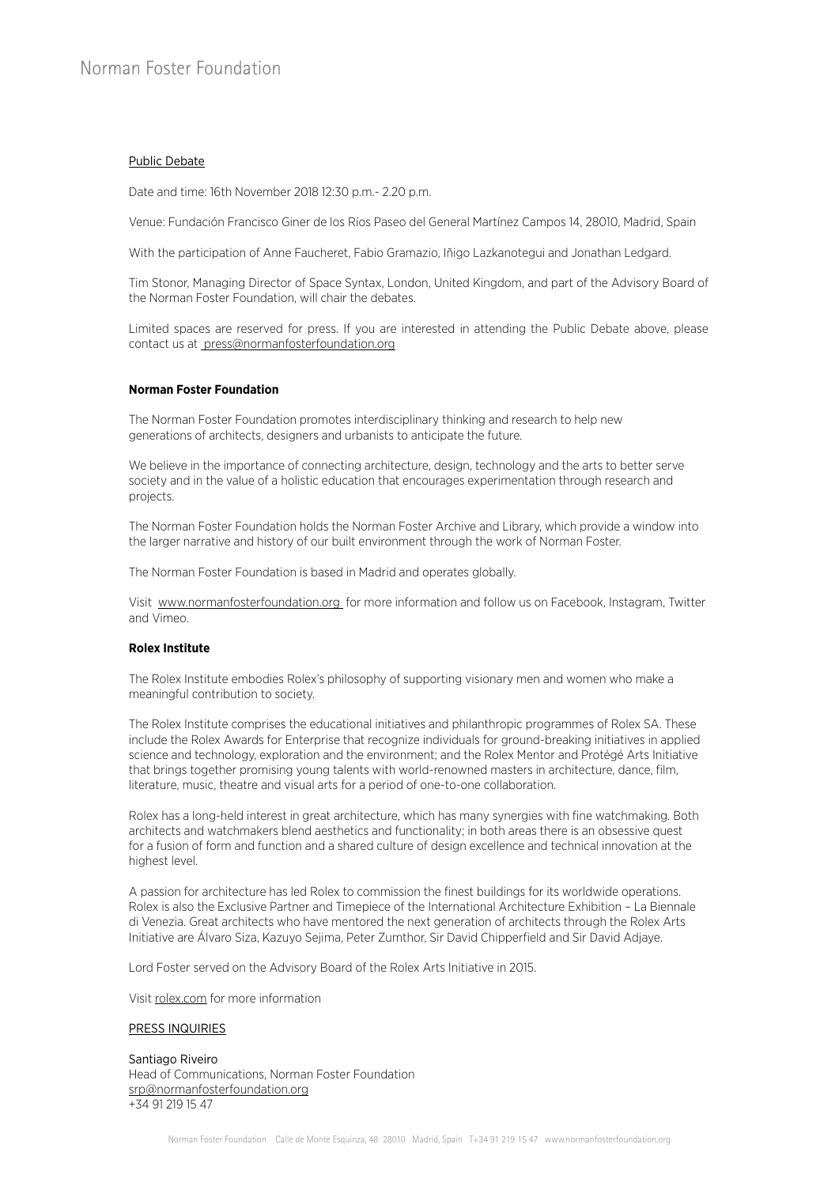Public Debate

Date and time: 16th November 2018 12:30 p.m.- 2.20 p.m.

Venue: Fundación Francisco Giner de los Ríos Paseo del General Martínez Campos 14, 28010, Madrid, Spain

With the participation of Anne Faucheret, Fabio Gramazio, Iñigo Lazkanotegui and Jonathan Ledgard.

Tim Stonor, Managing Director of Space Syntax, London, United Kingdom, and part of the Advisory Board of the Norman Foster Foundation, will chair the debates.

Limited spaces are reserved for press. If you are interested in attending the Public Debate above, please contact us at press@normanfosterfoundation.org

**Norman Foster Foundation**

The Norman Foster Foundation promotes interdisciplinary thinking and research to help new generations of architects, designers and urbanists to anticipate the future.

We believe in the importance of connecting architecture, design, technology and the arts to better serve society and in the value of a holistic education that encourages experimentation through research and projects.

The Norman Foster Foundation holds the Norman Foster Archive and Library, which provide a window into the larger narrative and history of our built environment through the work of Norman Foster.

The Norman Foster Foundation is based in Madrid and operates globally.

Visit www.normanfosterfoundation.org for more information and follow us on Facebook, Instagram, Twitter and Vimeo.

**Rolex Institute**

The Rolex Institute embodies Rolex's philosophy of supporting visionary men and women who make a meaningful contribution to society.

The Rolex Institute comprises the educational initiatives and philanthropic programmes of Rolex SA. These include the Rolex Awards for Enterprise that recognize individuals for ground-breaking initiatives in applied science and technology, exploration and the environment; and the Rolex Mentor and Protégé Arts Initiative that brings together promising young talents with world-renowned masters in architecture, dance, film, literature, music, theatre and visual arts for a period of one-to-one collaboration.

Rolex has a long-held interest in great architecture, which has many synergies with fine watchmaking. Both architects and watchmakers blend aesthetics and functionality; in both areas there is an obsessive quest for a fusion of form and function and a shared culture of design excellence and technical innovation at the highest level.

A passion for architecture has led Rolex to commission the finest buildings for its worldwide operations. Rolex is also the Exclusive Partner and Timepiece of the International Architecture Exhibition – La Biennale di Venezia. Great architects who have mentored the next generation of architects through the Rolex Arts Initiative are Álvaro Siza, Kazuyo Sejima, Peter Zumthor, Sir David Chipperfield and Sir David Adjaye.

Lord Foster served on the Advisory Board of the Rolex Arts Initiative in 2015.

Visit rolex.com for more information

PRESS INQUIRIES

Santiago Riveiro
Head of Communications, Norman Foster Foundation
srp@normanfosterfoundation.org
+34 91 219 15 47